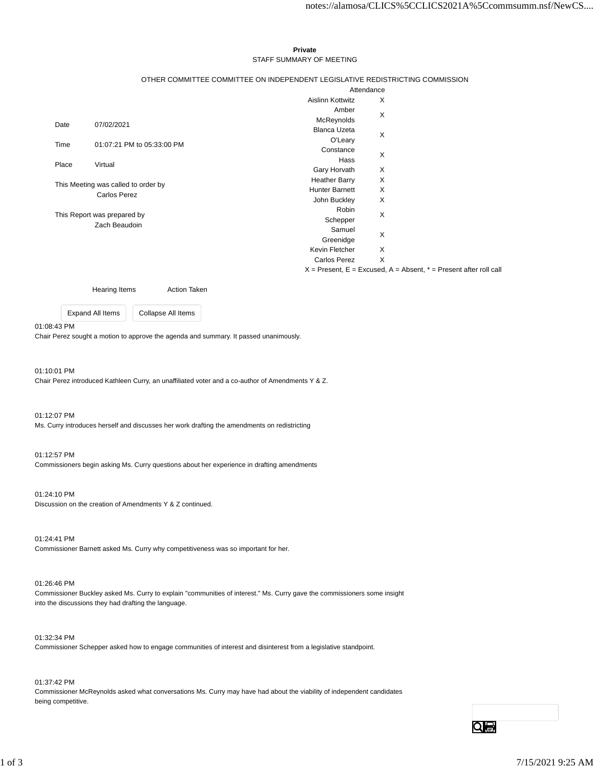**Private**

STAFF SUMMARY OF MEETING

OTHER COMMITTEE COMMITTEE ON INDEPENDENT LEGISLATIVE REDISTRICTING COMMISSION

| | |
|---|---|
| Date | 07/02/2021 |
| Time | 01:07:21 PM to 05:33:00 PM |
| Place | Virtual |

This Meeting was called to order by
Carlos Perez

This Report was prepared by
Zach Beaudoin

| Attendance | |
|---|---|
| Aislinn Kottwitz | X |
| Amber McReynolds | X |
| Blanca Uzeta O'Leary | X |
| Constance Hass | X |
| Gary Horvath | X |
| Heather Barry | X |
| Hunter Barnett | X |
| John Buckley | X |
| Robin Schepper | X |
| Samuel Greenidge | X |
| Kevin Fletcher | X |
| Carlos Perez | X |

X = Present, E = Excused, A = Absent, * = Present after roll call

| Hearing Items | Action Taken |
|---|---|

Expand All Items | Collapse All Items

01:08:43 PM
Chair Perez sought a motion to approve the agenda and summary. It passed unanimously.

01:10:01 PM
Chair Perez introduced Kathleen Curry, an unaffiliated voter and a co-author of Amendments Y & Z.

01:12:07 PM
Ms. Curry introduces herself and discusses her work drafting the amendments on redistricting

01:12:57 PM
Commissioners begin asking Ms. Curry questions about her experience in drafting amendments

01:24:10 PM
Discussion on the creation of Amendments Y & Z continued.

01:24:41 PM
Commissioner Barnett asked Ms. Curry why competitiveness was so important for her.

01:26:46 PM
Commissioner Buckley asked Ms. Curry to explain "communities of interest." Ms. Curry gave the commissioners some insight into the discussions they had drafting the language.

01:32:34 PM
Commissioner Schepper asked how to engage communities of interest and disinterest from a legislative standpoint.

01:37:42 PM
Commissioner McReynolds asked what conversations Ms. Curry may have had about the viability of independent candidates being competitive.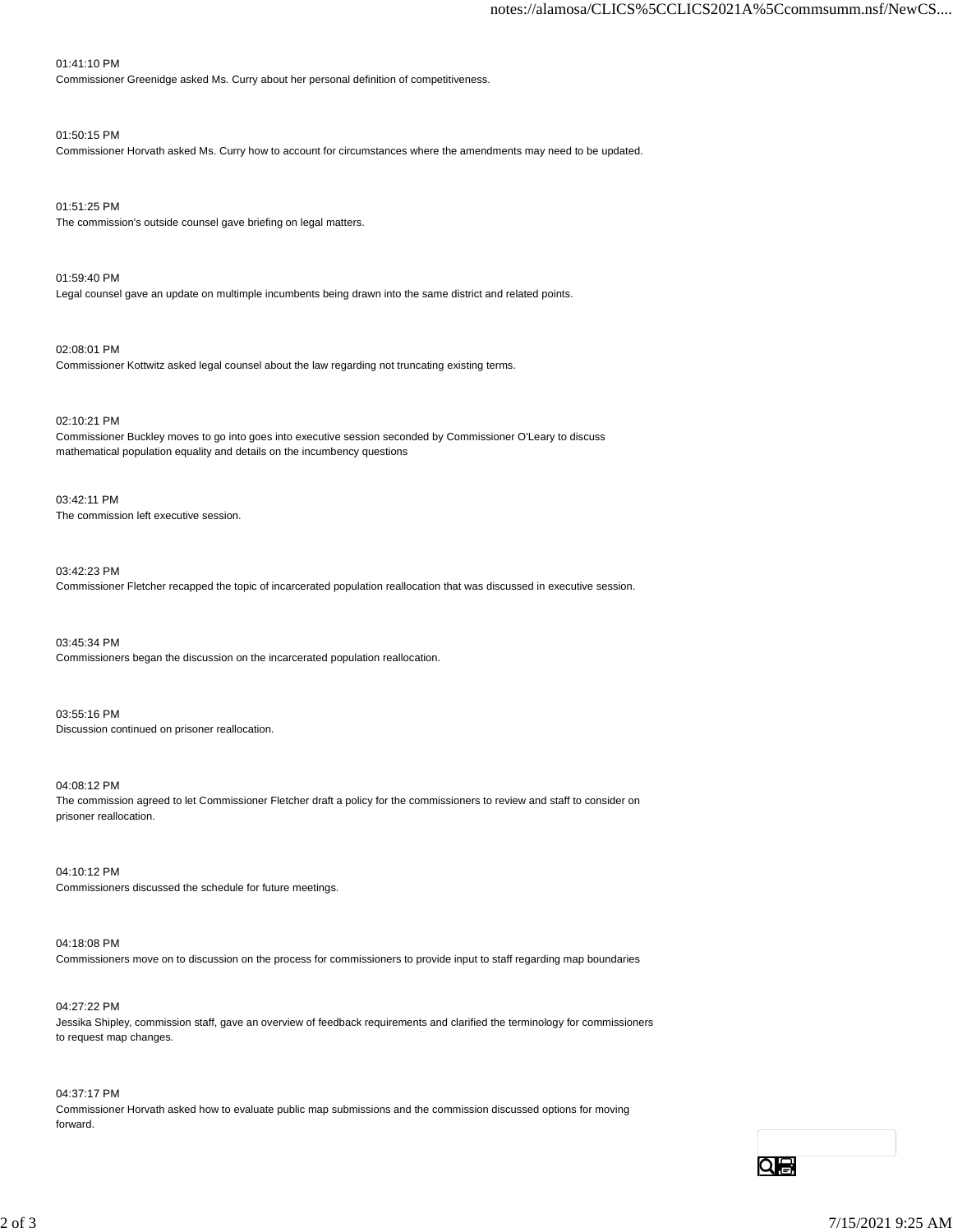01:41:10 PM
Commissioner Greenidge asked Ms. Curry about her personal definition of competitiveness.

01:50:15 PM
Commissioner Horvath asked Ms. Curry how to account for circumstances where the amendments may need to be updated.

01:51:25 PM
The commission's outside counsel gave briefing on legal matters.

01:59:40 PM
Legal counsel gave an update on multimple incumbents being drawn into the same district and related points.

02:08:01 PM
Commissioner Kottwitz asked legal counsel about the law regarding not truncating existing terms.

02:10:21 PM
Commissioner Buckley moves to go into goes into executive session seconded by Commissioner O'Leary to discuss mathematical population equality and details on the incumbency questions

03:42:11 PM
The commission left executive session.

03:42:23 PM
Commissioner Fletcher recapped the topic of incarcerated population reallocation that was discussed in executive session.

03:45:34 PM
Commissioners began the discussion on the incarcerated population reallocation.

03:55:16 PM
Discussion continued on prisoner reallocation.

04:08:12 PM
The commission agreed to let Commissioner Fletcher draft a policy for the commissioners to review and staff to consider on prisoner reallocation.

04:10:12 PM
Commissioners discussed the schedule for future meetings.

04:18:08 PM
Commissioners move on to discussion on the process for commissioners to provide input to staff regarding map boundaries

04:27:22 PM
Jessika Shipley, commission staff, gave an overview of feedback requirements and clarified the terminology for commissioners to request map changes.

04:37:17 PM
Commissioner Horvath asked how to evaluate public map submissions and the commission discussed options for moving forward.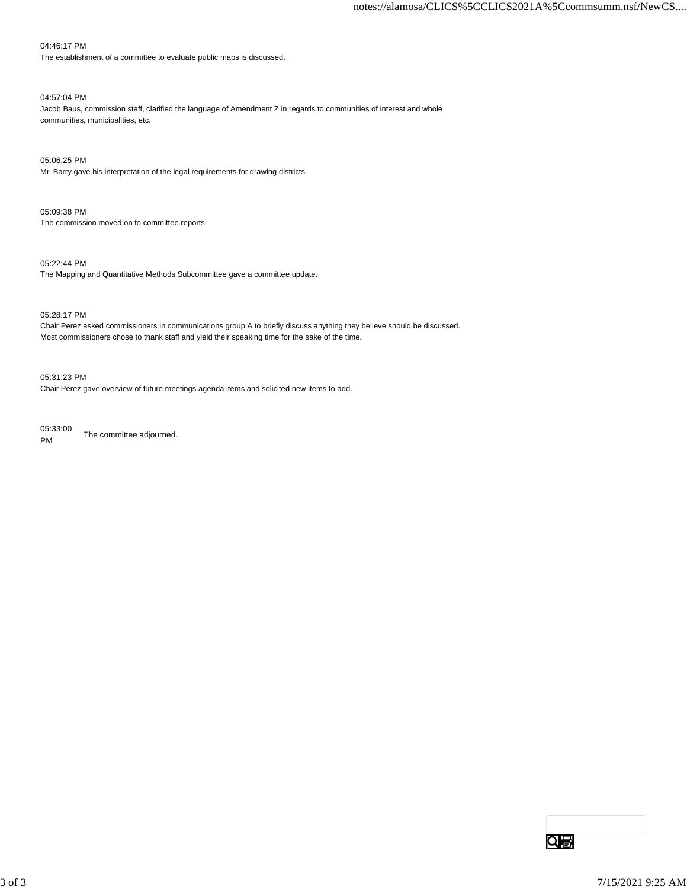04:46:17 PM

The establishment of a committee to evaluate public maps is discussed.

04:57:04 PM

Jacob Baus, commission staff, clarified the language of Amendment Z in regards to communities of interest and whole communities, municipalities, etc.

05:06:25 PM

Mr. Barry gave his interpretation of the legal requirements for drawing districts.

05:09:38 PM

The commission moved on to committee reports.

05:22:44 PM

The Mapping and Quantitative Methods Subcommittee gave a committee update.

05:28:17 PM

Chair Perez asked commissioners in communications group A to briefly discuss anything they believe should be discussed. Most commissioners chose to thank staff and yield their speaking time for the sake of the time.

05:31:23 PM

Chair Perez gave overview of future meetings agenda items and solicited new items to add.

05:33:00 PM

The committee adjourned.